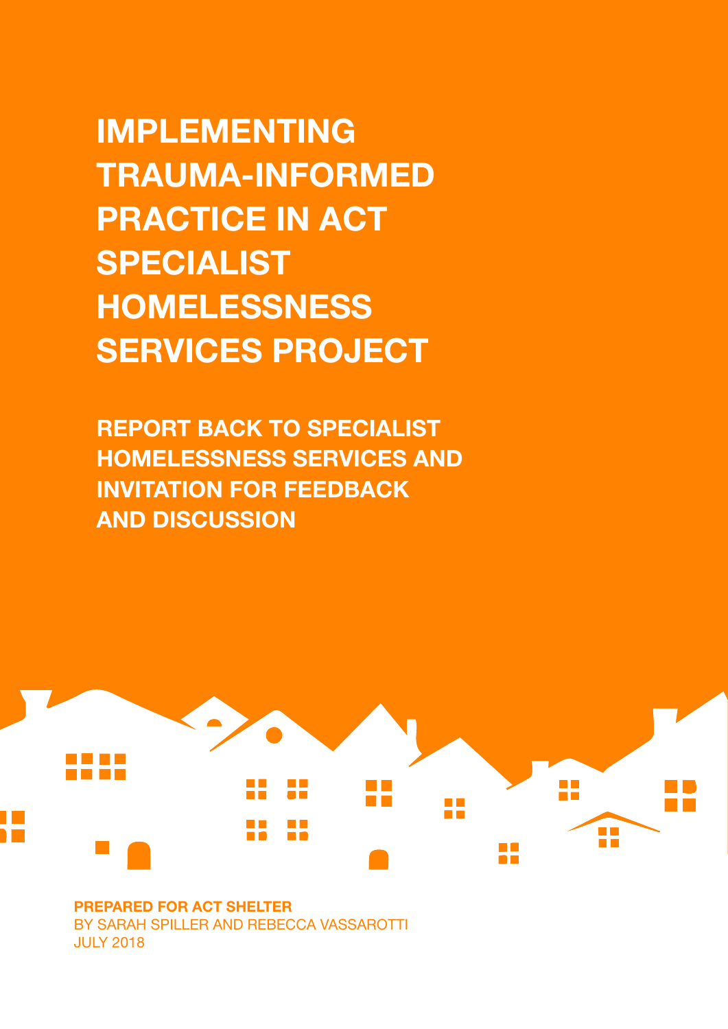# IMPLEMENTING TRAUMA-INFORMED PRACTICE IN ACT SPECIALIST HOMELESSNESS SERVICES PROJECT

## REPORT BACK TO SPECIALIST HOMELESSNESS SERVICES AND INVITATION FOR FEEDBACK AND DISCUSSION

**PREPARED FOR ACT SHELTER**
BY SARAH SPILLER AND REBECCA VASSAROTTI
JULY 2018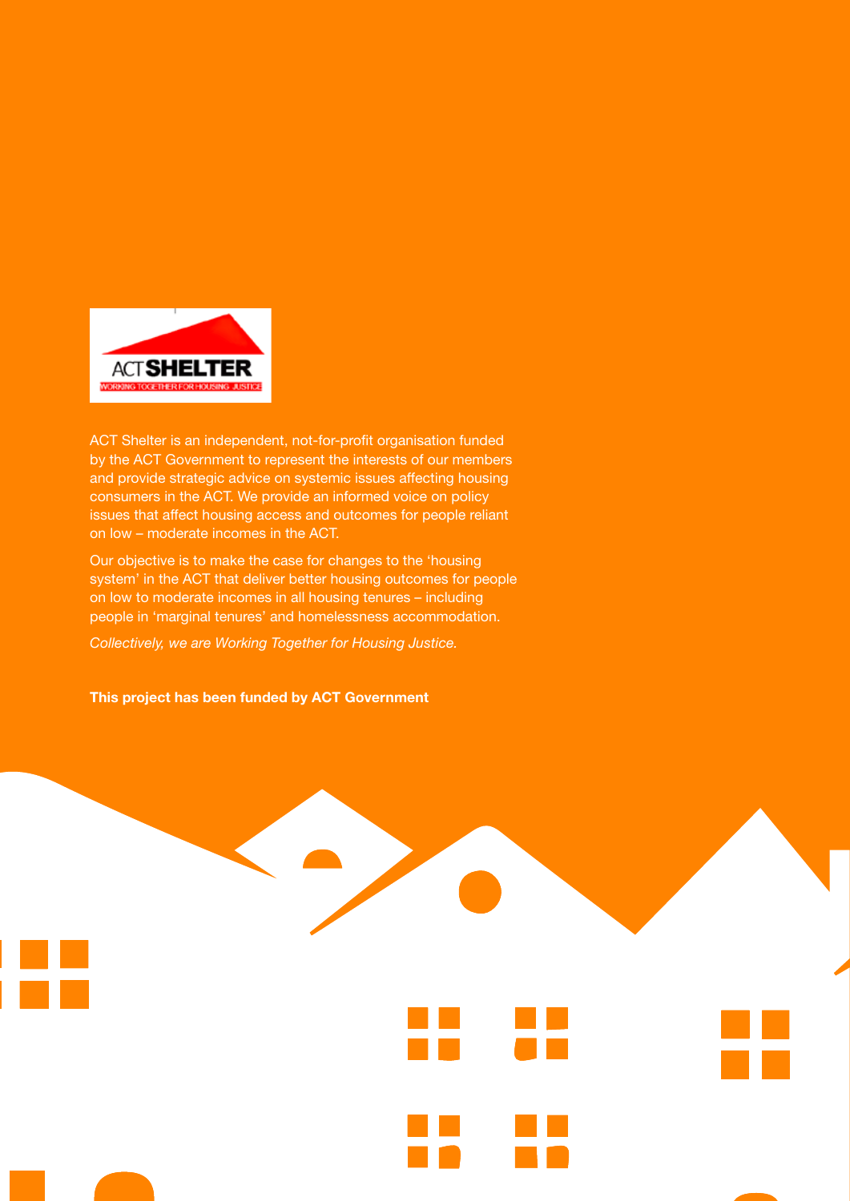ACT SHELTER

WORKING TOGETHER FOR HOUSING JUSTICE

ACT Shelter is an independent, not-for-profit organisation funded by the ACT Government to represent the interests of our members and provide strategic advice on systemic issues affecting housing consumers in the ACT. We provide an informed voice on policy issues that affect housing access and outcomes for people reliant on low – moderate incomes in the ACT.

Our objective is to make the case for changes to the 'housing system' in the ACT that deliver better housing outcomes for people on low to moderate incomes in all housing tenures – including people in 'marginal tenures' and homelessness accommodation.

*Collectively, we are Working Together for Housing Justice.*

**This project has been funded by ACT Government**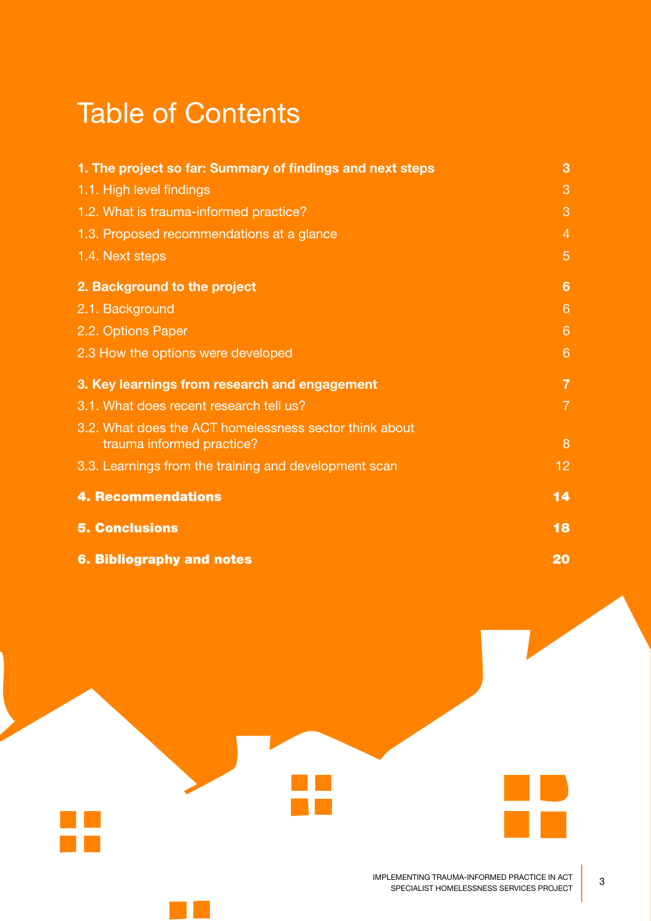# Table of Contents

| | |
|---|---|
| **1. The project so far: Summary of findings and next steps** | **3** |
| 1.1. High level findings | 3 |
| 1.2. What is trauma-informed practice? | 3 |
| 1.3. Proposed recommendations at a glance | 4 |
| 1.4. Next steps | 5 |
| **2. Background to the project** | **6** |
| 2.1. Background | 6 |
| 2.2. Options Paper | 6 |
| 2.3 How the options were developed | 6 |
| **3. Key learnings from research and engagement** | **7** |
| 3.1. What does recent research tell us? | 7 |
| 3.2. What does the ACT homelessness sector think about trauma informed practice? | 8 |
| 3.3. Learnings from the training and development scan | 12 |
| **4. Recommendations** | **14** |
| **5. Conclusions** | **18** |
| **6. Bibliography and notes** | **20** |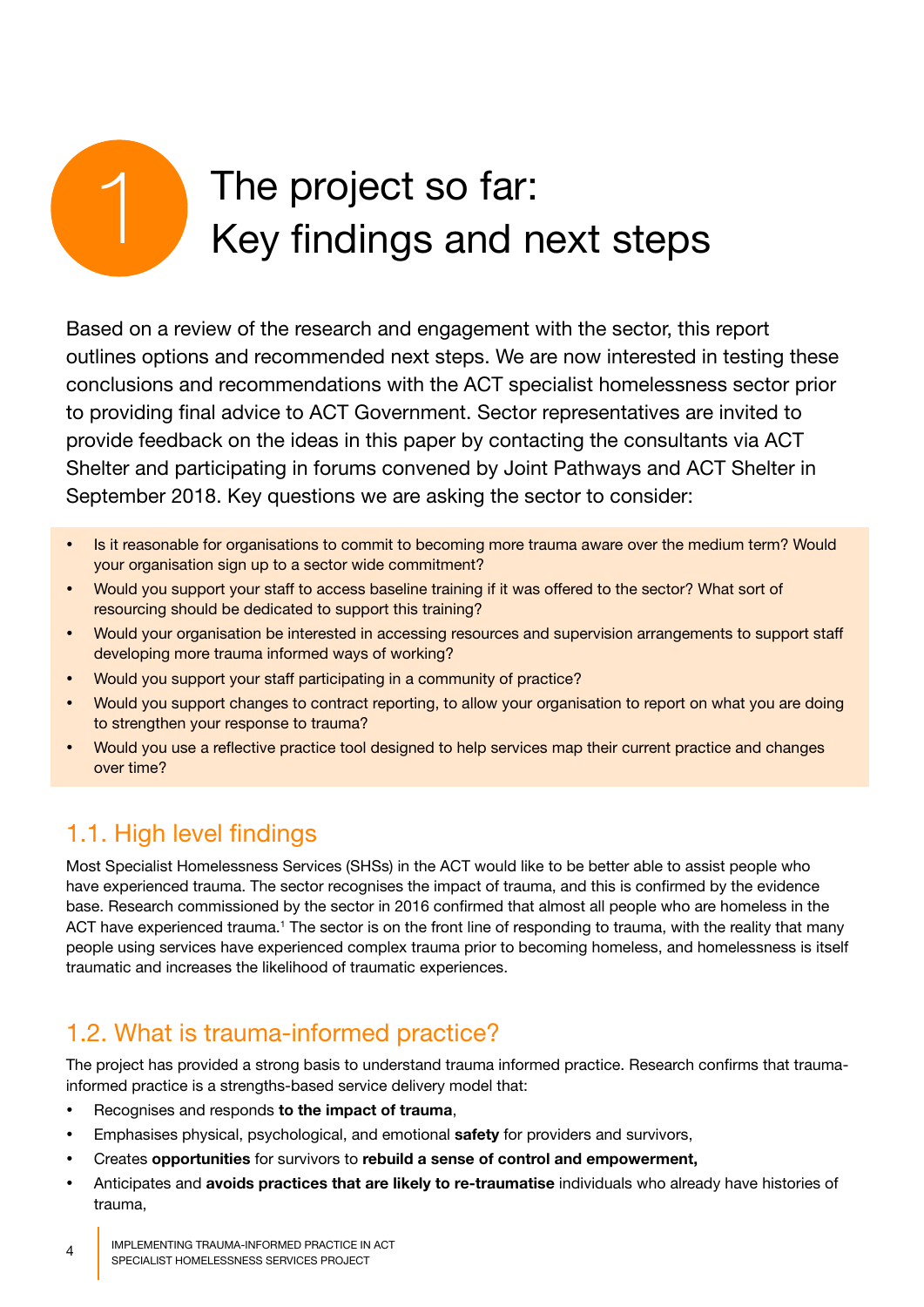# 1 The project so far: Key findings and next steps

Based on a review of the research and engagement with the sector, this report outlines options and recommended next steps. We are now interested in testing these conclusions and recommendations with the ACT specialist homelessness sector prior to providing final advice to ACT Government. Sector representatives are invited to provide feedback on the ideas in this paper by contacting the consultants via ACT Shelter and participating in forums convened by Joint Pathways and ACT Shelter in September 2018. Key questions we are asking the sector to consider:

- Is it reasonable for organisations to commit to becoming more trauma aware over the medium term? Would your organisation sign up to a sector wide commitment?
- Would you support your staff to access baseline training if it was offered to the sector? What sort of resourcing should be dedicated to support this training?
- Would your organisation be interested in accessing resources and supervision arrangements to support staff developing more trauma informed ways of working?
- Would you support your staff participating in a community of practice?
- Would you support changes to contract reporting, to allow your organisation to report on what you are doing to strengthen your response to trauma?
- Would you use a reflective practice tool designed to help services map their current practice and changes over time?

## 1.1. High level findings

Most Specialist Homelessness Services (SHSs) in the ACT would like to be better able to assist people who have experienced trauma. The sector recognises the impact of trauma, and this is confirmed by the evidence base. Research commissioned by the sector in 2016 confirmed that almost all people who are homeless in the ACT have experienced trauma.[1] The sector is on the front line of responding to trauma, with the reality that many people using services have experienced complex trauma prior to becoming homeless, and homelessness is itself traumatic and increases the likelihood of traumatic experiences.

## 1.2. What is trauma-informed practice?

The project has provided a strong basis to understand trauma informed practice. Research confirms that trauma-informed practice is a strengths-based service delivery model that:

- Recognises and responds **to the impact of trauma**,
- Emphasises physical, psychological, and emotional **safety** for providers and survivors,
- Creates **opportunities** for survivors to **rebuild a sense of control and empowerment,**
- Anticipates and **avoids practices that are likely to re-traumatise** individuals who already have histories of trauma,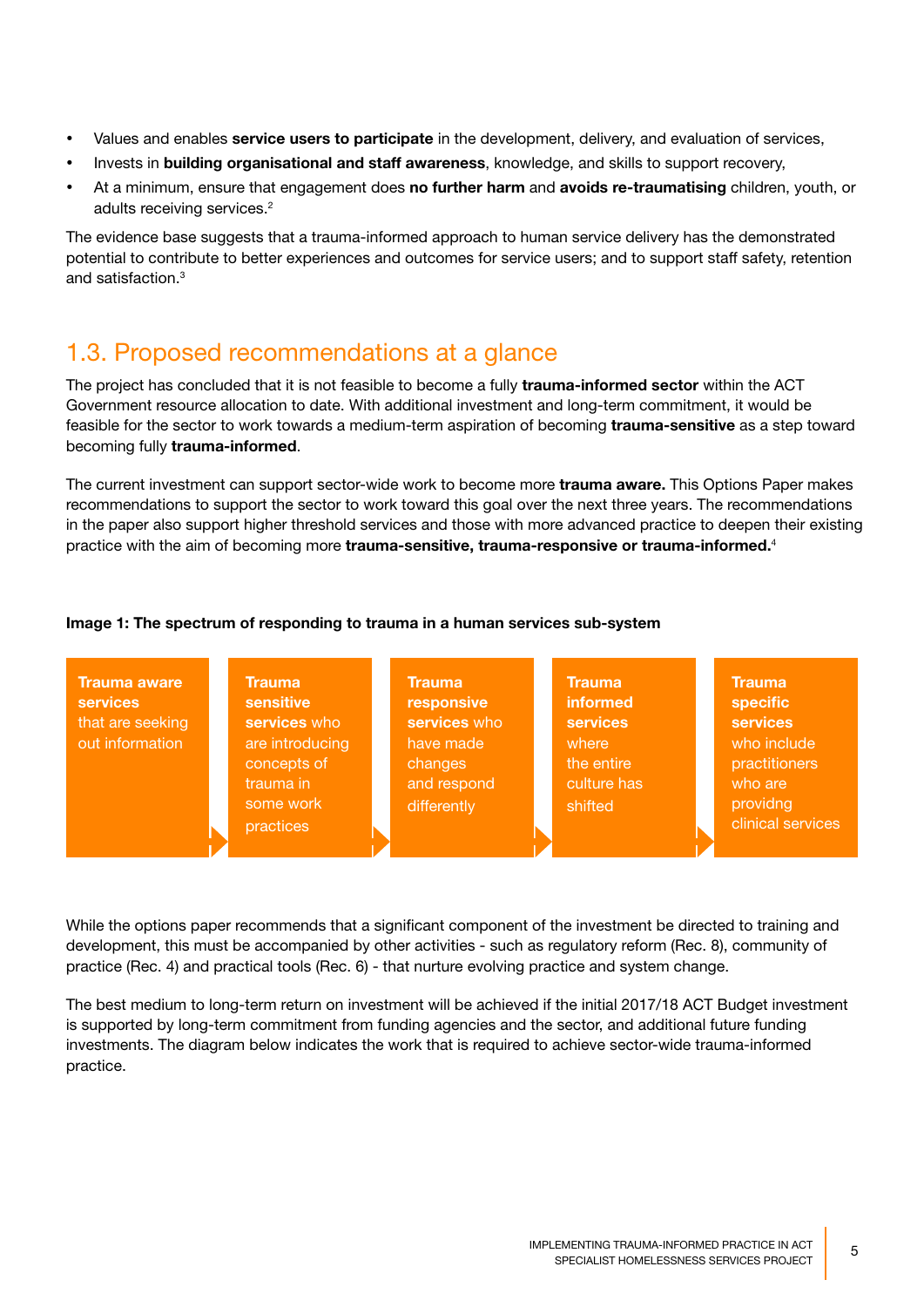- Values and enables **service users to participate** in the development, delivery, and evaluation of services,
- Invests in **building organisational and staff awareness**, knowledge, and skills to support recovery,
- At a minimum, ensure that engagement does **no further harm** and **avoids re-traumatising** children, youth, or adults receiving services.[2]

The evidence base suggests that a trauma-informed approach to human service delivery has the demonstrated potential to contribute to better experiences and outcomes for service users; and to support staff safety, retention and satisfaction.[3]

## 1.3. Proposed recommendations at a glance

The project has concluded that it is not feasible to become a fully **trauma-informed sector** within the ACT Government resource allocation to date. With additional investment and long-term commitment, it would be feasible for the sector to work towards a medium-term aspiration of becoming **trauma-sensitive** as a step toward becoming fully **trauma-informed**.

The current investment can support sector-wide work to become more **trauma aware.** This Options Paper makes recommendations to support the sector to work toward this goal over the next three years. The recommendations in the paper also support higher threshold services and those with more advanced practice to deepen their existing practice with the aim of becoming more **trauma-sensitive, trauma-responsive or trauma-informed.**[4]

**Image 1: The spectrum of responding to trauma in a human services sub-system**

| Trauma aware services | Trauma sensitive services | Trauma responsive services | Trauma informed services | Trauma specific services |
|---|---|---|---|---|
| **Trauma aware services** that are seeking out information | **Trauma sensitive services** who are introducing concepts of trauma in some work practices | **Trauma responsive services** who have made changes and respond differently | **Trauma informed services** where the entire culture has shifted | **Trauma specific services** who include practitioners who are providng clinical services |

While the options paper recommends that a significant component of the investment be directed to training and development, this must be accompanied by other activities - such as regulatory reform (Rec. 8), community of practice (Rec. 4) and practical tools (Rec. 6) - that nurture evolving practice and system change.

The best medium to long-term return on investment will be achieved if the initial 2017/18 ACT Budget investment is supported by long-term commitment from funding agencies and the sector, and additional future funding investments. The diagram below indicates the work that is required to achieve sector-wide trauma-informed practice.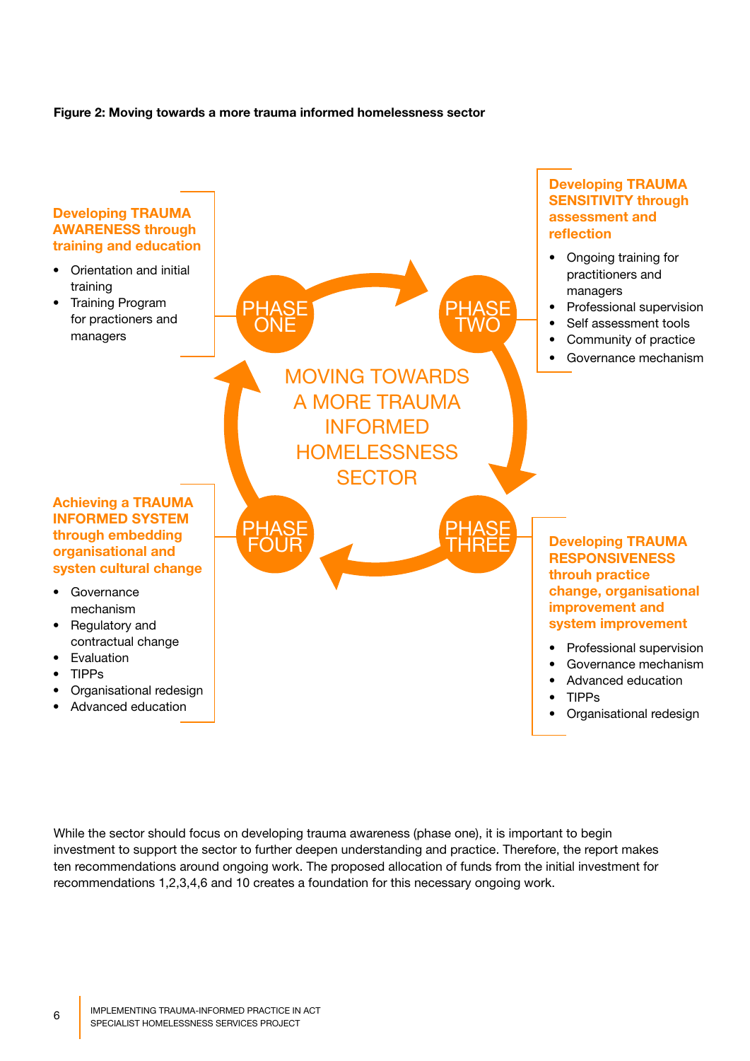**Figure 2: Moving towards a more trauma informed homelessness sector**

MOVING TOWARDS A MORE TRAUMA INFORMED HOMELESSNESS SECTOR

**PHASE ONE**

**Developing TRAUMA AWARENESS through training and education**

- Orientation and initial training
- Training Program for practioners and managers

**PHASE TWO**

**Developing TRAUMA SENSITIVITY through assessment and reflection**

- Ongoing training for practitioners and managers
- Professional supervision
- Self assessment tools
- Community of practice
- Governance mechanism

**PHASE THREE**

**Developing TRAUMA RESPONSIVENESS throuh practice change, organisational improvement and system improvement**

- Professional supervision
- Governance mechanism
- Advanced education
- TIPPs
- Organisational redesign

**PHASE FOUR**

**Achieving a TRAUMA INFORMED SYSTEM through embedding organisational and systen cultural change**

- Governance mechanism
- Regulatory and contractual change
- Evaluation
- TIPPs
- Organisational redesign
- Advanced education

While the sector should focus on developing trauma awareness (phase one), it is important to begin investment to support the sector to further deepen understanding and practice. Therefore, the report makes ten recommendations around ongoing work. The proposed allocation of funds from the initial investment for recommendations 1,2,3,4,6 and 10 creates a foundation for this necessary ongoing work.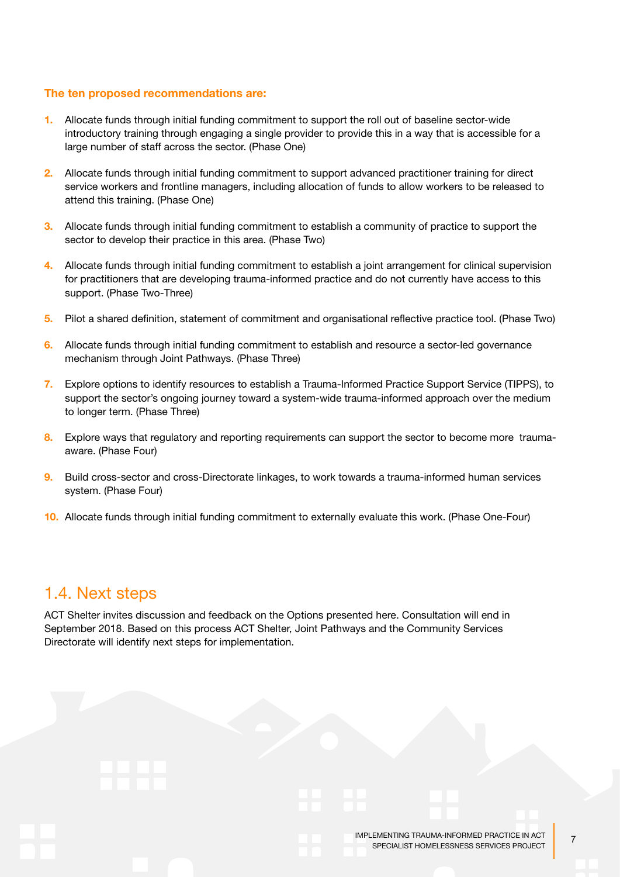**The ten proposed recommendations are:**

1. Allocate funds through initial funding commitment to support the roll out of baseline sector-wide introductory training through engaging a single provider to provide this in a way that is accessible for a large number of staff across the sector. (Phase One)
2. Allocate funds through initial funding commitment to support advanced practitioner training for direct service workers and frontline managers, including allocation of funds to allow workers to be released to attend this training. (Phase One)
3. Allocate funds through initial funding commitment to establish a community of practice to support the sector to develop their practice in this area. (Phase Two)
4. Allocate funds through initial funding commitment to establish a joint arrangement for clinical supervision for practitioners that are developing trauma-informed practice and do not currently have access to this support. (Phase Two-Three)
5. Pilot a shared definition, statement of commitment and organisational reflective practice tool. (Phase Two)
6. Allocate funds through initial funding commitment to establish and resource a sector-led governance mechanism through Joint Pathways. (Phase Three)
7. Explore options to identify resources to establish a Trauma-Informed Practice Support Service (TIPPS), to support the sector's ongoing journey toward a system-wide trauma-informed approach over the medium to longer term. (Phase Three)
8. Explore ways that regulatory and reporting requirements can support the sector to become more trauma-aware. (Phase Four)
9. Build cross-sector and cross-Directorate linkages, to work towards a trauma-informed human services system. (Phase Four)
10. Allocate funds through initial funding commitment to externally evaluate this work. (Phase One-Four)

## 1.4. Next steps

ACT Shelter invites discussion and feedback on the Options presented here. Consultation will end in September 2018. Based on this process ACT Shelter, Joint Pathways and the Community Services Directorate will identify next steps for implementation.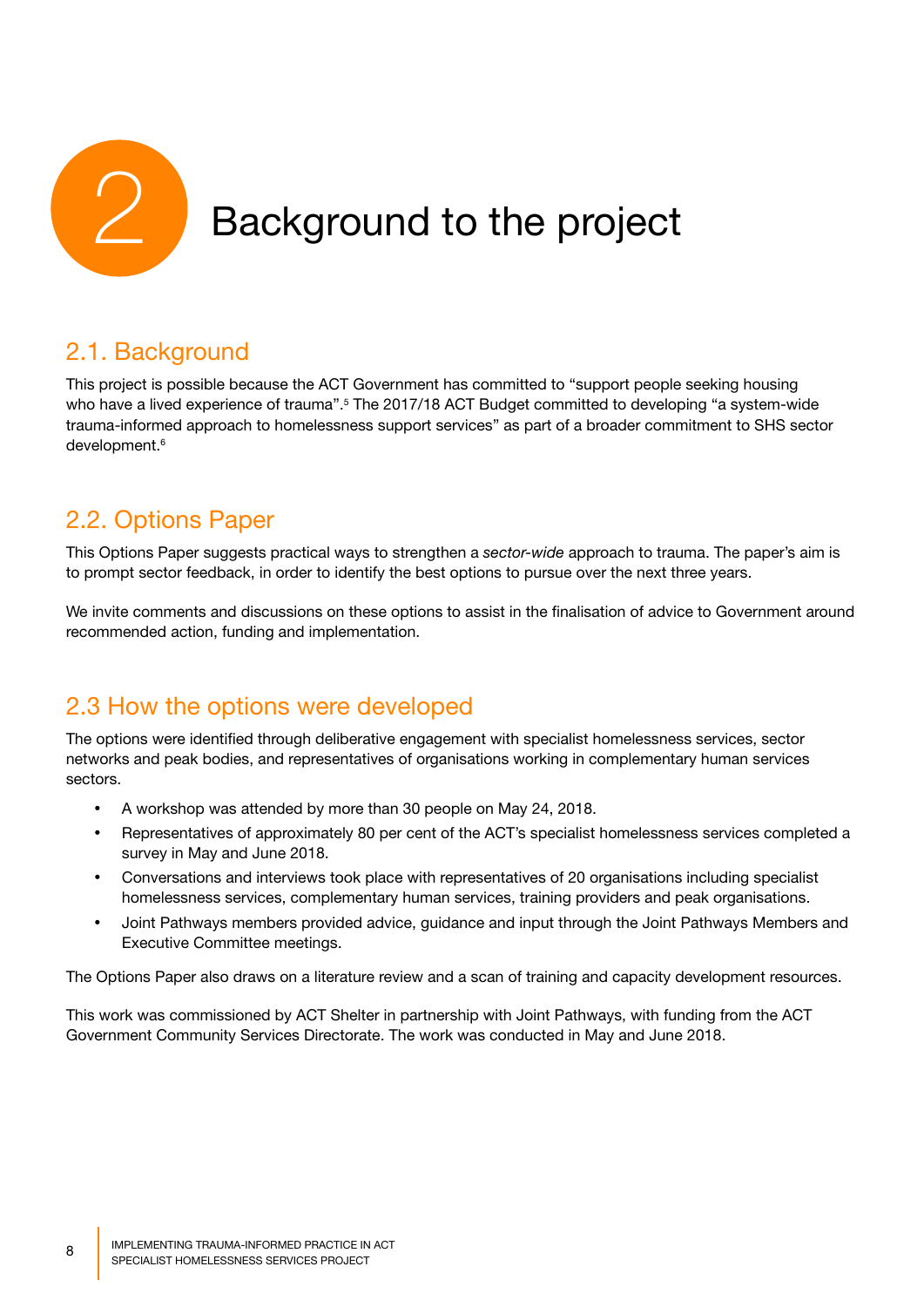# 2 Background to the project

## 2.1. Background

This project is possible because the ACT Government has committed to "support people seeking housing who have a lived experience of trauma".[5] The 2017/18 ACT Budget committed to developing "a system-wide trauma-informed approach to homelessness support services" as part of a broader commitment to SHS sector development.[6]

## 2.2. Options Paper

This Options Paper suggests practical ways to strengthen a *sector-wide* approach to trauma. The paper's aim is to prompt sector feedback, in order to identify the best options to pursue over the next three years.

We invite comments and discussions on these options to assist in the finalisation of advice to Government around recommended action, funding and implementation.

## 2.3 How the options were developed

The options were identified through deliberative engagement with specialist homelessness services, sector networks and peak bodies, and representatives of organisations working in complementary human services sectors.

- A workshop was attended by more than 30 people on May 24, 2018.
- Representatives of approximately 80 per cent of the ACT's specialist homelessness services completed a survey in May and June 2018.
- Conversations and interviews took place with representatives of 20 organisations including specialist homelessness services, complementary human services, training providers and peak organisations.
- Joint Pathways members provided advice, guidance and input through the Joint Pathways Members and Executive Committee meetings.

The Options Paper also draws on a literature review and a scan of training and capacity development resources.

This work was commissioned by ACT Shelter in partnership with Joint Pathways, with funding from the ACT Government Community Services Directorate. The work was conducted in May and June 2018.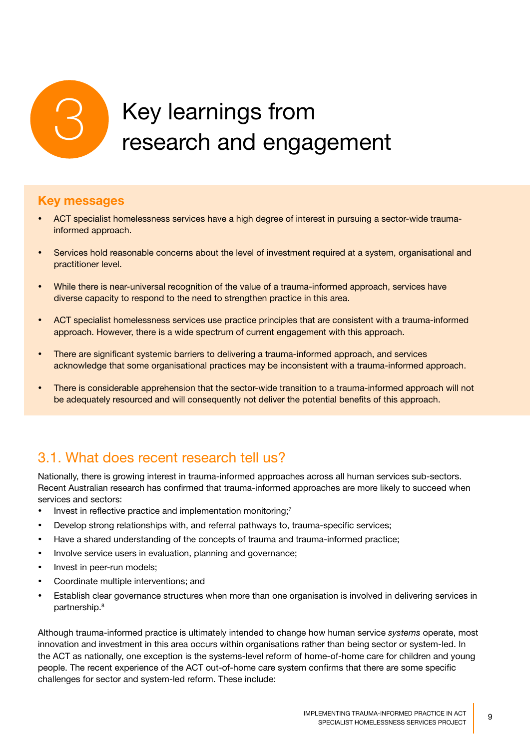# 3 Key learnings from research and engagement

**Key messages**

- ACT specialist homelessness services have a high degree of interest in pursuing a sector-wide trauma-informed approach.
- Services hold reasonable concerns about the level of investment required at a system, organisational and practitioner level.
- While there is near-universal recognition of the value of a trauma-informed approach, services have diverse capacity to respond to the need to strengthen practice in this area.
- ACT specialist homelessness services use practice principles that are consistent with a trauma-informed approach. However, there is a wide spectrum of current engagement with this approach.
- There are significant systemic barriers to delivering a trauma-informed approach, and services acknowledge that some organisational practices may be inconsistent with a trauma-informed approach.
- There is considerable apprehension that the sector-wide transition to a trauma-informed approach will not be adequately resourced and will consequently not deliver the potential benefits of this approach.

## 3.1. What does recent research tell us?

Nationally, there is growing interest in trauma-informed approaches across all human services sub-sectors. Recent Australian research has confirmed that trauma-informed approaches are more likely to succeed when services and sectors:

- Invest in reflective practice and implementation monitoring;[7]
- Develop strong relationships with, and referral pathways to, trauma-specific services;
- Have a shared understanding of the concepts of trauma and trauma-informed practice;
- Involve service users in evaluation, planning and governance;
- Invest in peer-run models;
- Coordinate multiple interventions; and
- Establish clear governance structures when more than one organisation is involved in delivering services in partnership.[8]

Although trauma-informed practice is ultimately intended to change how human service *systems* operate, most innovation and investment in this area occurs within organisations rather than being sector or system-led. In the ACT as nationally, one exception is the systems-level reform of home-of-home care for children and young people. The recent experience of the ACT out-of-home care system confirms that there are some specific challenges for sector and system-led reform. These include: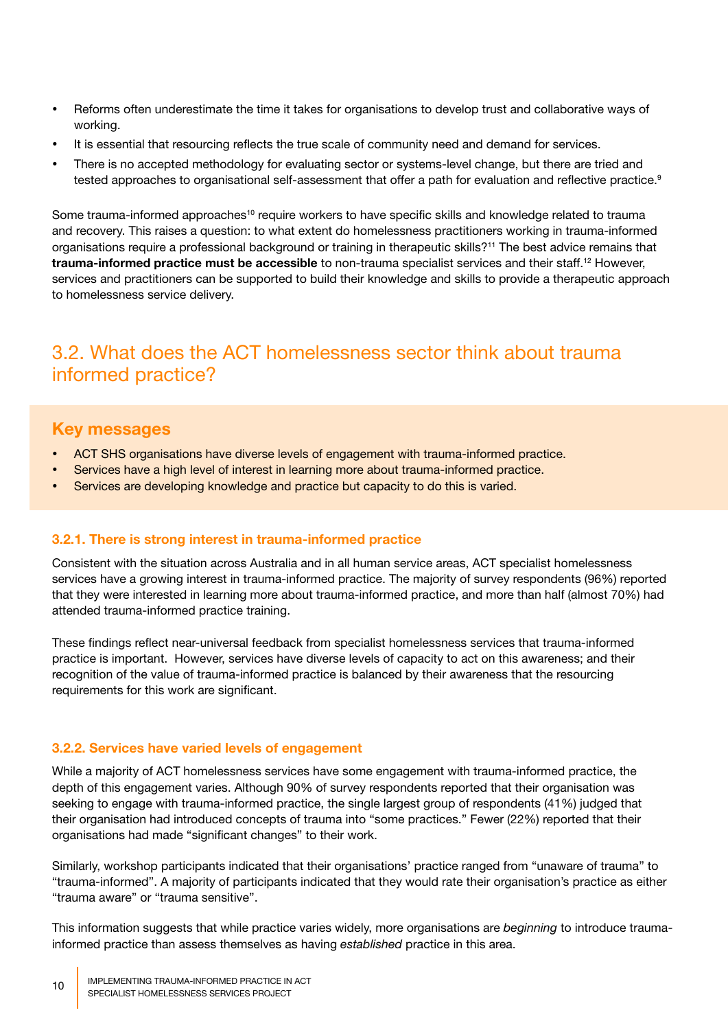- Reforms often underestimate the time it takes for organisations to develop trust and collaborative ways of working.
- It is essential that resourcing reflects the true scale of community need and demand for services.
- There is no accepted methodology for evaluating sector or systems-level change, but there are tried and tested approaches to organisational self-assessment that offer a path for evaluation and reflective practice.[9]

Some trauma-informed approaches[10] require workers to have specific skills and knowledge related to trauma and recovery. This raises a question: to what extent do homelessness practitioners working in trauma-informed organisations require a professional background or training in therapeutic skills?[11] The best advice remains that **trauma-informed practice must be accessible** to non-trauma specialist services and their staff.[12] However, services and practitioners can be supported to build their knowledge and skills to provide a therapeutic approach to homelessness service delivery.

## 3.2. What does the ACT homelessness sector think about trauma informed practice?

### Key messages

- ACT SHS organisations have diverse levels of engagement with trauma-informed practice.
- Services have a high level of interest in learning more about trauma-informed practice.
- Services are developing knowledge and practice but capacity to do this is varied.

#### 3.2.1. There is strong interest in trauma-informed practice

Consistent with the situation across Australia and in all human service areas, ACT specialist homelessness services have a growing interest in trauma-informed practice. The majority of survey respondents (96%) reported that they were interested in learning more about trauma-informed practice, and more than half (almost 70%) had attended trauma-informed practice training.

These findings reflect near-universal feedback from specialist homelessness services that trauma-informed practice is important. However, services have diverse levels of capacity to act on this awareness; and their recognition of the value of trauma-informed practice is balanced by their awareness that the resourcing requirements for this work are significant.

#### 3.2.2. Services have varied levels of engagement

While a majority of ACT homelessness services have some engagement with trauma-informed practice, the depth of this engagement varies. Although 90% of survey respondents reported that their organisation was seeking to engage with trauma-informed practice, the single largest group of respondents (41%) judged that their organisation had introduced concepts of trauma into "some practices." Fewer (22%) reported that their organisations had made "significant changes" to their work.

Similarly, workshop participants indicated that their organisations' practice ranged from "unaware of trauma" to "trauma-informed". A majority of participants indicated that they would rate their organisation's practice as either "trauma aware" or "trauma sensitive".

This information suggests that while practice varies widely, more organisations are *beginning* to introduce trauma-informed practice than assess themselves as having *established* practice in this area.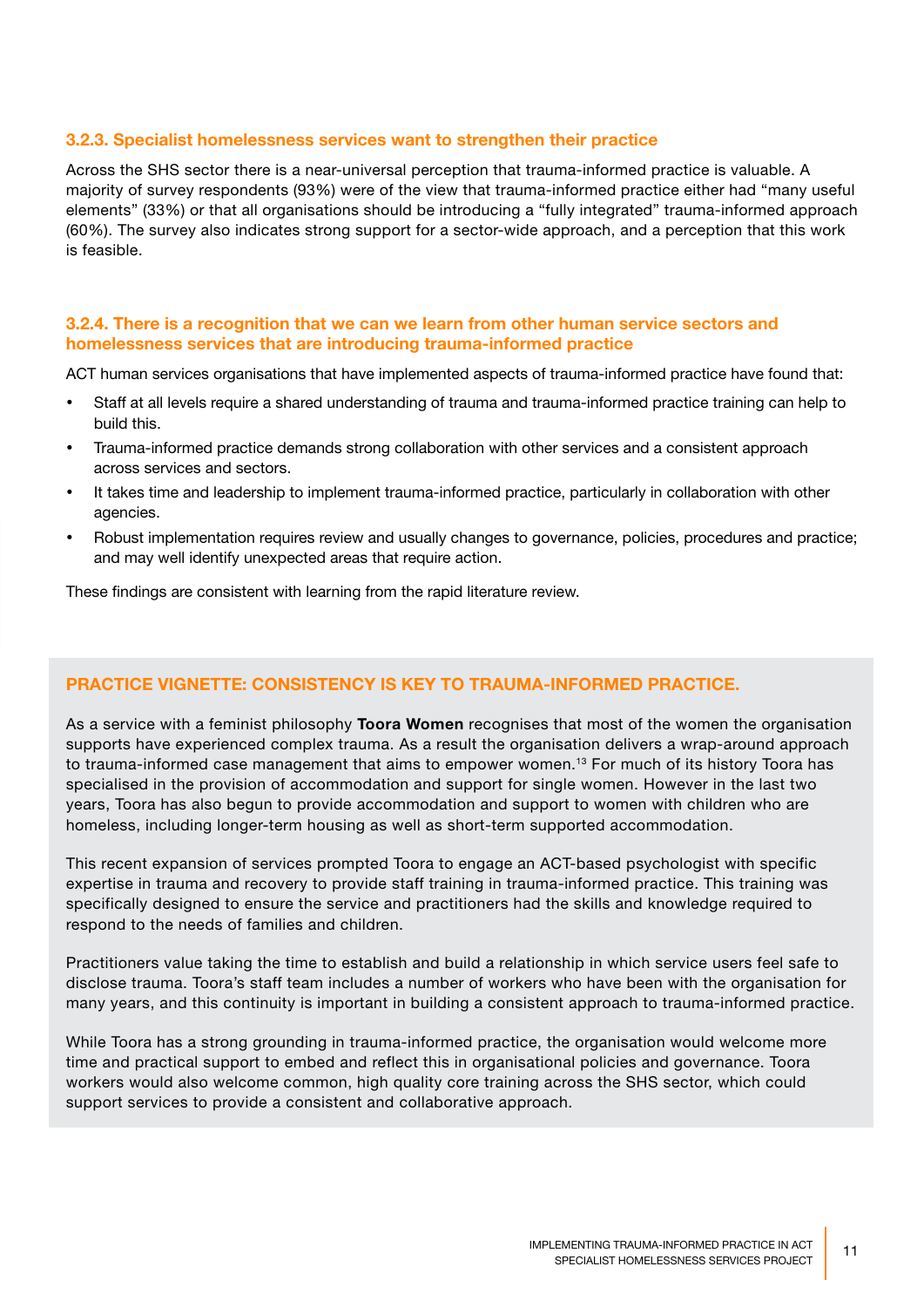### 3.2.3. Specialist homelessness services want to strengthen their practice

Across the SHS sector there is a near-universal perception that trauma-informed practice is valuable. A majority of survey respondents (93%) were of the view that trauma-informed practice either had "many useful elements" (33%) or that all organisations should be introducing a "fully integrated" trauma-informed approach (60%). The survey also indicates strong support for a sector-wide approach, and a perception that this work is feasible.

### 3.2.4. There is a recognition that we can we learn from other human service sectors and homelessness services that are introducing trauma-informed practice

ACT human services organisations that have implemented aspects of trauma-informed practice have found that:

- Staff at all levels require a shared understanding of trauma and trauma-informed practice training can help to build this.
- Trauma-informed practice demands strong collaboration with other services and a consistent approach across services and sectors.
- It takes time and leadership to implement trauma-informed practice, particularly in collaboration with other agencies.
- Robust implementation requires review and usually changes to governance, policies, procedures and practice; and may well identify unexpected areas that require action.

These findings are consistent with learning from the rapid literature review.

### PRACTICE VIGNETTE: CONSISTENCY IS KEY TO TRAUMA-INFORMED PRACTICE.

As a service with a feminist philosophy **Toora Women** recognises that most of the women the organisation supports have experienced complex trauma. As a result the organisation delivers a wrap-around approach to trauma-informed case management that aims to empower women.[13] For much of its history Toora has specialised in the provision of accommodation and support for single women. However in the last two years, Toora has also begun to provide accommodation and support to women with children who are homeless, including longer-term housing as well as short-term supported accommodation.

This recent expansion of services prompted Toora to engage an ACT-based psychologist with specific expertise in trauma and recovery to provide staff training in trauma-informed practice. This training was specifically designed to ensure the service and practitioners had the skills and knowledge required to respond to the needs of families and children.

Practitioners value taking the time to establish and build a relationship in which service users feel safe to disclose trauma. Toora's staff team includes a number of workers who have been with the organisation for many years, and this continuity is important in building a consistent approach to trauma-informed practice.

While Toora has a strong grounding in trauma-informed practice, the organisation would welcome more time and practical support to embed and reflect this in organisational policies and governance. Toora workers would also welcome common, high quality core training across the SHS sector, which could support services to provide a consistent and collaborative approach.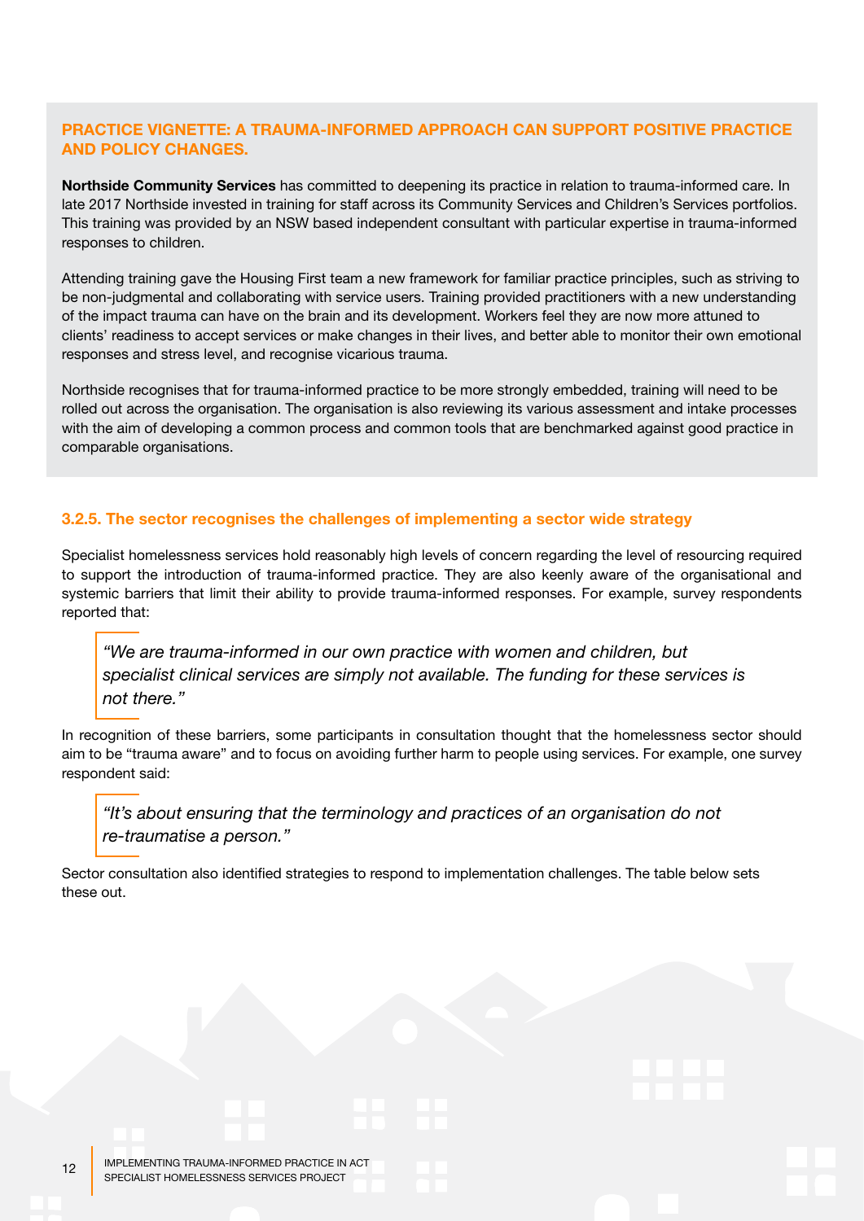### PRACTICE VIGNETTE: A TRAUMA-INFORMED APPROACH CAN SUPPORT POSITIVE PRACTICE AND POLICY CHANGES.

**Northside Community Services** has committed to deepening its practice in relation to trauma-informed care. In late 2017 Northside invested in training for staff across its Community Services and Children's Services portfolios. This training was provided by an NSW based independent consultant with particular expertise in trauma-informed responses to children.

Attending training gave the Housing First team a new framework for familiar practice principles, such as striving to be non-judgmental and collaborating with service users. Training provided practitioners with a new understanding of the impact trauma can have on the brain and its development. Workers feel they are now more attuned to clients' readiness to accept services or make changes in their lives, and better able to monitor their own emotional responses and stress level, and recognise vicarious trauma.

Northside recognises that for trauma-informed practice to be more strongly embedded, training will need to be rolled out across the organisation. The organisation is also reviewing its various assessment and intake processes with the aim of developing a common process and common tools that are benchmarked against good practice in comparable organisations.

### 3.2.5. The sector recognises the challenges of implementing a sector wide strategy

Specialist homelessness services hold reasonably high levels of concern regarding the level of resourcing required to support the introduction of trauma-informed practice. They are also keenly aware of the organisational and systemic barriers that limit their ability to provide trauma-informed responses. For example, survey respondents reported that:

> *"We are trauma-informed in our own practice with women and children, but specialist clinical services are simply not available. The funding for these services is not there."*

In recognition of these barriers, some participants in consultation thought that the homelessness sector should aim to be "trauma aware" and to focus on avoiding further harm to people using services. For example, one survey respondent said:

> *"It's about ensuring that the terminology and practices of an organisation do not re-traumatise a person."*

Sector consultation also identified strategies to respond to implementation challenges. The table below sets these out.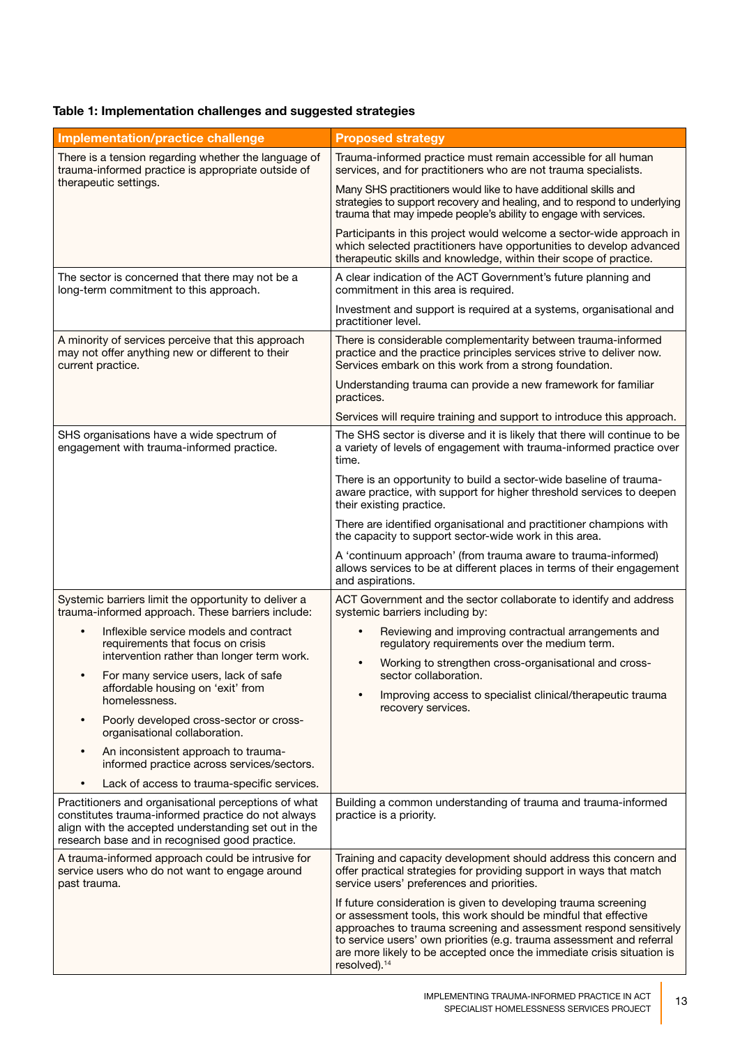**Table 1: Implementation challenges and suggested strategies**

| Implementation/practice challenge | Proposed strategy |
|---|---|
| There is a tension regarding whether the language of trauma-informed practice is appropriate outside of therapeutic settings. | Trauma-informed practice must remain accessible for all human services, and for practitioners who are not trauma specialists.<br><br>Many SHS practitioners would like to have additional skills and strategies to support recovery and healing, and to respond to underlying trauma that may impede people's ability to engage with services.<br><br>Participants in this project would welcome a sector-wide approach in which selected practitioners have opportunities to develop advanced therapeutic skills and knowledge, within their scope of practice. |
| The sector is concerned that there may not be a long-term commitment to this approach. | A clear indication of the ACT Government's future planning and commitment in this area is required.<br><br>Investment and support is required at a systems, organisational and practitioner level. |
| A minority of services perceive that this approach may not offer anything new or different to their current practice. | There is considerable complementarity between trauma-informed practice and the practice principles services strive to deliver now. Services embark on this work from a strong foundation.<br><br>Understanding trauma can provide a new framework for familiar practices.<br><br>Services will require training and support to introduce this approach. |
| SHS organisations have a wide spectrum of engagement with trauma-informed practice. | The SHS sector is diverse and it is likely that there will continue to be a variety of levels of engagement with trauma-informed practice over time.<br><br>There is an opportunity to build a sector-wide baseline of trauma-aware practice, with support for higher threshold services to deepen their existing practice.<br><br>There are identified organisational and practitioner champions with the capacity to support sector-wide work in this area.<br><br>A 'continuum approach' (from trauma aware to trauma-informed) allows services to be at different places in terms of their engagement and aspirations. |
| Systemic barriers limit the opportunity to deliver a trauma-informed approach. These barriers include:<br>• Inflexible service models and contract requirements that focus on crisis intervention rather than longer term work.<br>• For many service users, lack of safe affordable housing on 'exit' from homelessness.<br>• Poorly developed cross-sector or cross-organisational collaboration.<br>• An inconsistent approach to trauma-informed practice across services/sectors.<br>• Lack of access to trauma-specific services. | ACT Government and the sector collaborate to identify and address systemic barriers including by:<br>• Reviewing and improving contractual arrangements and regulatory requirements over the medium term.<br>• Working to strengthen cross-organisational and cross-sector collaboration.<br>• Improving access to specialist clinical/therapeutic trauma recovery services. |
| Practitioners and organisational perceptions of what constitutes trauma-informed practice do not always align with the accepted understanding set out in the research base and in recognised good practice. | Building a common understanding of trauma and trauma-informed practice is a priority. |
| A trauma-informed approach could be intrusive for service users who do not want to engage around past trauma. | Training and capacity development should address this concern and offer practical strategies for providing support in ways that match service users' preferences and priorities.<br><br>If future consideration is given to developing trauma screening or assessment tools, this work should be mindful that effective approaches to trauma screening and assessment respond sensitively to service users' own priorities (e.g. trauma assessment and referral are more likely to be accepted once the immediate crisis situation is resolved).[14] |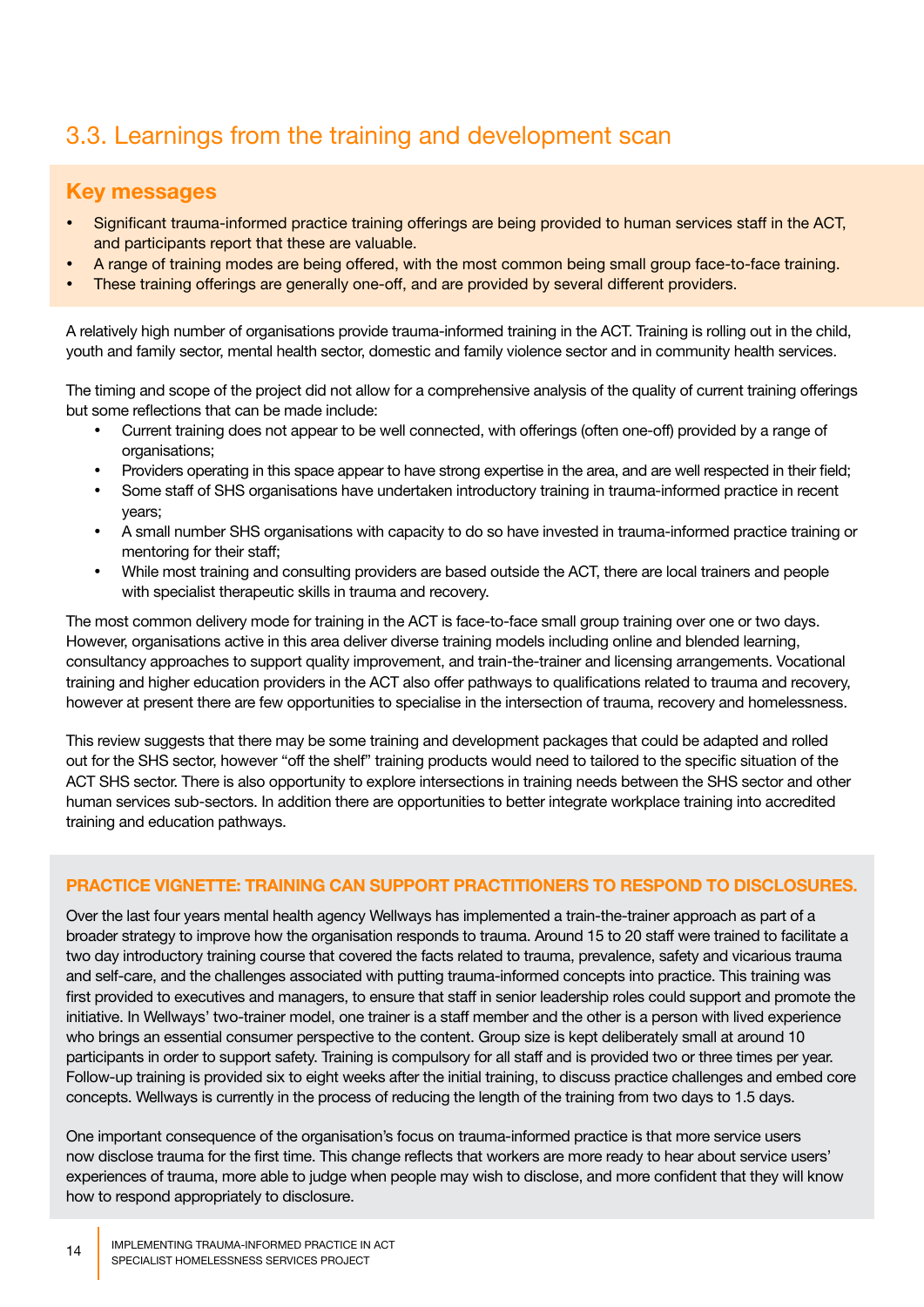## 3.3. Learnings from the training and development scan

### Key messages

- Significant trauma-informed practice training offerings are being provided to human services staff in the ACT, and participants report that these are valuable.
- A range of training modes are being offered, with the most common being small group face-to-face training.
- These training offerings are generally one-off, and are provided by several different providers.

A relatively high number of organisations provide trauma-informed training in the ACT. Training is rolling out in the child, youth and family sector, mental health sector, domestic and family violence sector and in community health services.

The timing and scope of the project did not allow for a comprehensive analysis of the quality of current training offerings but some reflections that can be made include:

- Current training does not appear to be well connected, with offerings (often one-off) provided by a range of organisations;
- Providers operating in this space appear to have strong expertise in the area, and are well respected in their field;
- Some staff of SHS organisations have undertaken introductory training in trauma-informed practice in recent years;
- A small number SHS organisations with capacity to do so have invested in trauma-informed practice training or mentoring for their staff;
- While most training and consulting providers are based outside the ACT, there are local trainers and people with specialist therapeutic skills in trauma and recovery.

The most common delivery mode for training in the ACT is face-to-face small group training over one or two days. However, organisations active in this area deliver diverse training models including online and blended learning, consultancy approaches to support quality improvement, and train-the-trainer and licensing arrangements. Vocational training and higher education providers in the ACT also offer pathways to qualifications related to trauma and recovery, however at present there are few opportunities to specialise in the intersection of trauma, recovery and homelessness.

This review suggests that there may be some training and development packages that could be adapted and rolled out for the SHS sector, however "off the shelf" training products would need to tailored to the specific situation of the ACT SHS sector. There is also opportunity to explore intersections in training needs between the SHS sector and other human services sub-sectors. In addition there are opportunities to better integrate workplace training into accredited training and education pathways.

**PRACTICE VIGNETTE: TRAINING CAN SUPPORT PRACTITIONERS TO RESPOND TO DISCLOSURES.**

Over the last four years mental health agency Wellways has implemented a train-the-trainer approach as part of a broader strategy to improve how the organisation responds to trauma. Around 15 to 20 staff were trained to facilitate a two day introductory training course that covered the facts related to trauma, prevalence, safety and vicarious trauma and self-care, and the challenges associated with putting trauma-informed concepts into practice. This training was first provided to executives and managers, to ensure that staff in senior leadership roles could support and promote the initiative. In Wellways' two-trainer model, one trainer is a staff member and the other is a person with lived experience who brings an essential consumer perspective to the content. Group size is kept deliberately small at around 10 participants in order to support safety. Training is compulsory for all staff and is provided two or three times per year. Follow-up training is provided six to eight weeks after the initial training, to discuss practice challenges and embed core concepts. Wellways is currently in the process of reducing the length of the training from two days to 1.5 days.

One important consequence of the organisation's focus on trauma-informed practice is that more service users now disclose trauma for the first time. This change reflects that workers are more ready to hear about service users' experiences of trauma, more able to judge when people may wish to disclose, and more confident that they will know how to respond appropriately to disclosure.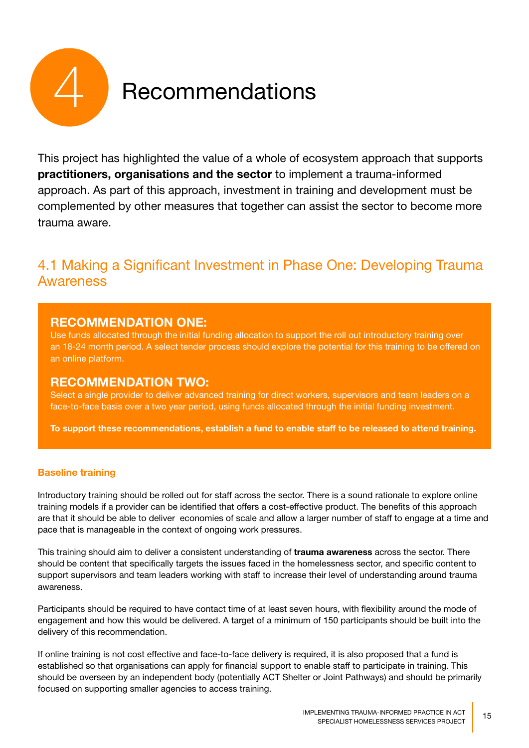# 4 Recommendations

This project has highlighted the value of a whole of ecosystem approach that supports **practitioners, organisations and the sector** to implement a trauma-informed approach. As part of this approach, investment in training and development must be complemented by other measures that together can assist the sector to become more trauma aware.

## 4.1 Making a Significant Investment in Phase One: Developing Trauma Awareness

### RECOMMENDATION ONE:

Use funds allocated through the initial funding allocation to support the roll out introductory training over an 18-24 month period. A select tender process should explore the potential for this training to be offered on an online platform.

### RECOMMENDATION TWO:

Select a single provider to deliver advanced training for direct workers, supervisors and team leaders on a face-to-face basis over a two year period, using funds allocated through the initial funding investment.

**To support these recommendations, establish a fund to enable staff to be released to attend training.**

#### Baseline training

Introductory training should be rolled out for staff across the sector. There is a sound rationale to explore online training models if a provider can be identified that offers a cost-effective product. The benefits of this approach are that it should be able to deliver economies of scale and allow a larger number of staff to engage at a time and pace that is manageable in the context of ongoing work pressures.

This training should aim to deliver a consistent understanding of **trauma awareness** across the sector. There should be content that specifically targets the issues faced in the homelessness sector, and specific content to support supervisors and team leaders working with staff to increase their level of understanding around trauma awareness.

Participants should be required to have contact time of at least seven hours, with flexibility around the mode of engagement and how this would be delivered. A target of a minimum of 150 participants should be built into the delivery of this recommendation.

If online training is not cost effective and face-to-face delivery is required, it is also proposed that a fund is established so that organisations can apply for financial support to enable staff to participate in training. This should be overseen by an independent body (potentially ACT Shelter or Joint Pathways) and should be primarily focused on supporting smaller agencies to access training.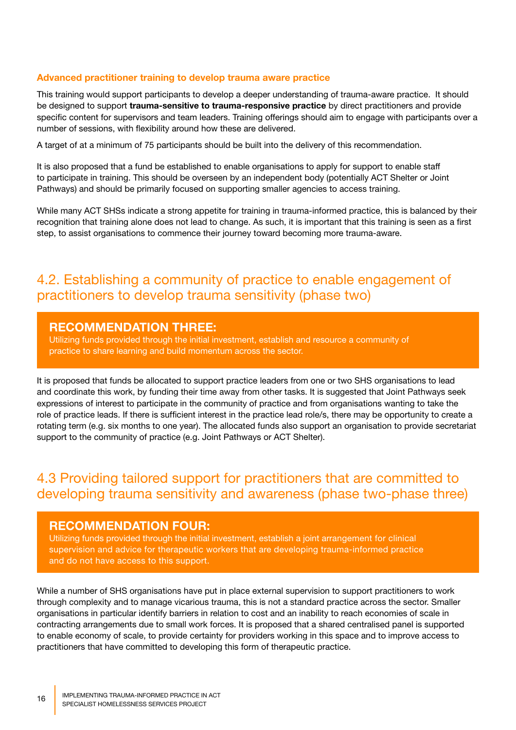### Advanced practitioner training to develop trauma aware practice

This training would support participants to develop a deeper understanding of trauma-aware practice. It should be designed to support **trauma-sensitive to trauma-responsive practice** by direct practitioners and provide specific content for supervisors and team leaders. Training offerings should aim to engage with participants over a number of sessions, with flexibility around how these are delivered.

A target of at a minimum of 75 participants should be built into the delivery of this recommendation.

It is also proposed that a fund be established to enable organisations to apply for support to enable staff to participate in training. This should be overseen by an independent body (potentially ACT Shelter or Joint Pathways) and should be primarily focused on supporting smaller agencies to access training.

While many ACT SHSs indicate a strong appetite for training in trauma-informed practice, this is balanced by their recognition that training alone does not lead to change. As such, it is important that this training is seen as a first step, to assist organisations to commence their journey toward becoming more trauma-aware.

## 4.2. Establishing a community of practice to enable engagement of practitioners to develop trauma sensitivity (phase two)

**RECOMMENDATION THREE:**

Utilizing funds provided through the initial investment, establish and resource a community of practice to share learning and build momentum across the sector.

It is proposed that funds be allocated to support practice leaders from one or two SHS organisations to lead and coordinate this work, by funding their time away from other tasks. It is suggested that Joint Pathways seek expressions of interest to participate in the community of practice and from organisations wanting to take the role of practice leads. If there is sufficient interest in the practice lead role/s, there may be opportunity to create a rotating term (e.g. six months to one year). The allocated funds also support an organisation to provide secretariat support to the community of practice (e.g. Joint Pathways or ACT Shelter).

## 4.3 Providing tailored support for practitioners that are committed to developing trauma sensitivity and awareness (phase two-phase three)

**RECOMMENDATION FOUR:**

Utilizing funds provided through the initial investment, establish a joint arrangement for clinical supervision and advice for therapeutic workers that are developing trauma-informed practice and do not have access to this support.

While a number of SHS organisations have put in place external supervision to support practitioners to work through complexity and to manage vicarious trauma, this is not a standard practice across the sector. Smaller organisations in particular identify barriers in relation to cost and an inability to reach economies of scale in contracting arrangements due to small work forces. It is proposed that a shared centralised panel is supported to enable economy of scale, to provide certainty for providers working in this space and to improve access to practitioners that have committed to developing this form of therapeutic practice.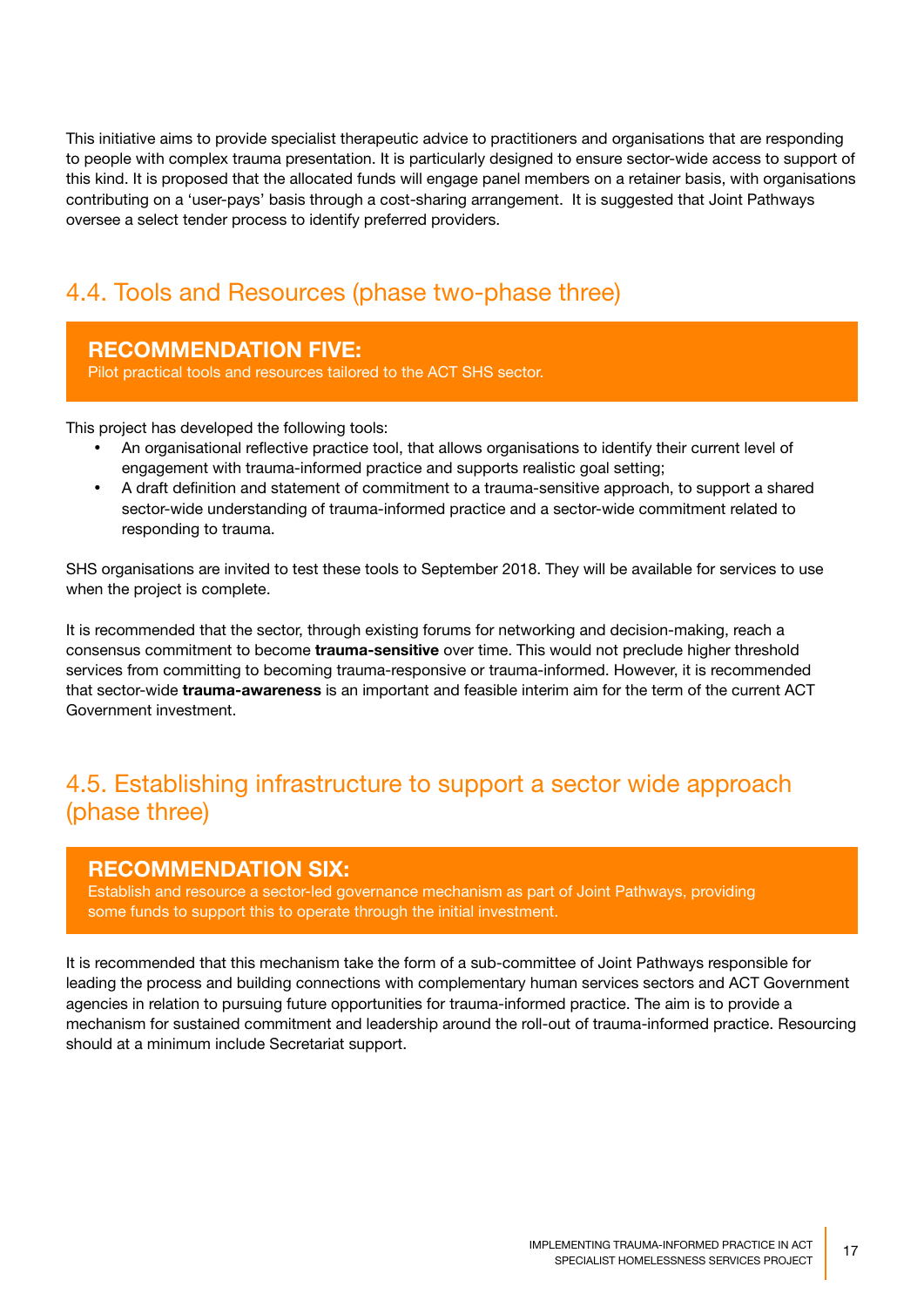This initiative aims to provide specialist therapeutic advice to practitioners and organisations that are responding to people with complex trauma presentation. It is particularly designed to ensure sector-wide access to support of this kind. It is proposed that the allocated funds will engage panel members on a retainer basis, with organisations contributing on a 'user-pays' basis through a cost-sharing arrangement. It is suggested that Joint Pathways oversee a select tender process to identify preferred providers.

## 4.4. Tools and Resources (phase two-phase three)

**RECOMMENDATION FIVE:**
Pilot practical tools and resources tailored to the ACT SHS sector.

This project has developed the following tools:

- An organisational reflective practice tool, that allows organisations to identify their current level of engagement with trauma-informed practice and supports realistic goal setting;
- A draft definition and statement of commitment to a trauma-sensitive approach, to support a shared sector-wide understanding of trauma-informed practice and a sector-wide commitment related to responding to trauma.

SHS organisations are invited to test these tools to September 2018. They will be available for services to use when the project is complete.

It is recommended that the sector, through existing forums for networking and decision-making, reach a consensus commitment to become **trauma-sensitive** over time. This would not preclude higher threshold services from committing to becoming trauma-responsive or trauma-informed. However, it is recommended that sector-wide **trauma-awareness** is an important and feasible interim aim for the term of the current ACT Government investment.

## 4.5. Establishing infrastructure to support a sector wide approach (phase three)

**RECOMMENDATION SIX:**
Establish and resource a sector-led governance mechanism as part of Joint Pathways, providing some funds to support this to operate through the initial investment.

It is recommended that this mechanism take the form of a sub-committee of Joint Pathways responsible for leading the process and building connections with complementary human services sectors and ACT Government agencies in relation to pursuing future opportunities for trauma-informed practice. The aim is to provide a mechanism for sustained commitment and leadership around the roll-out of trauma-informed practice. Resourcing should at a minimum include Secretariat support.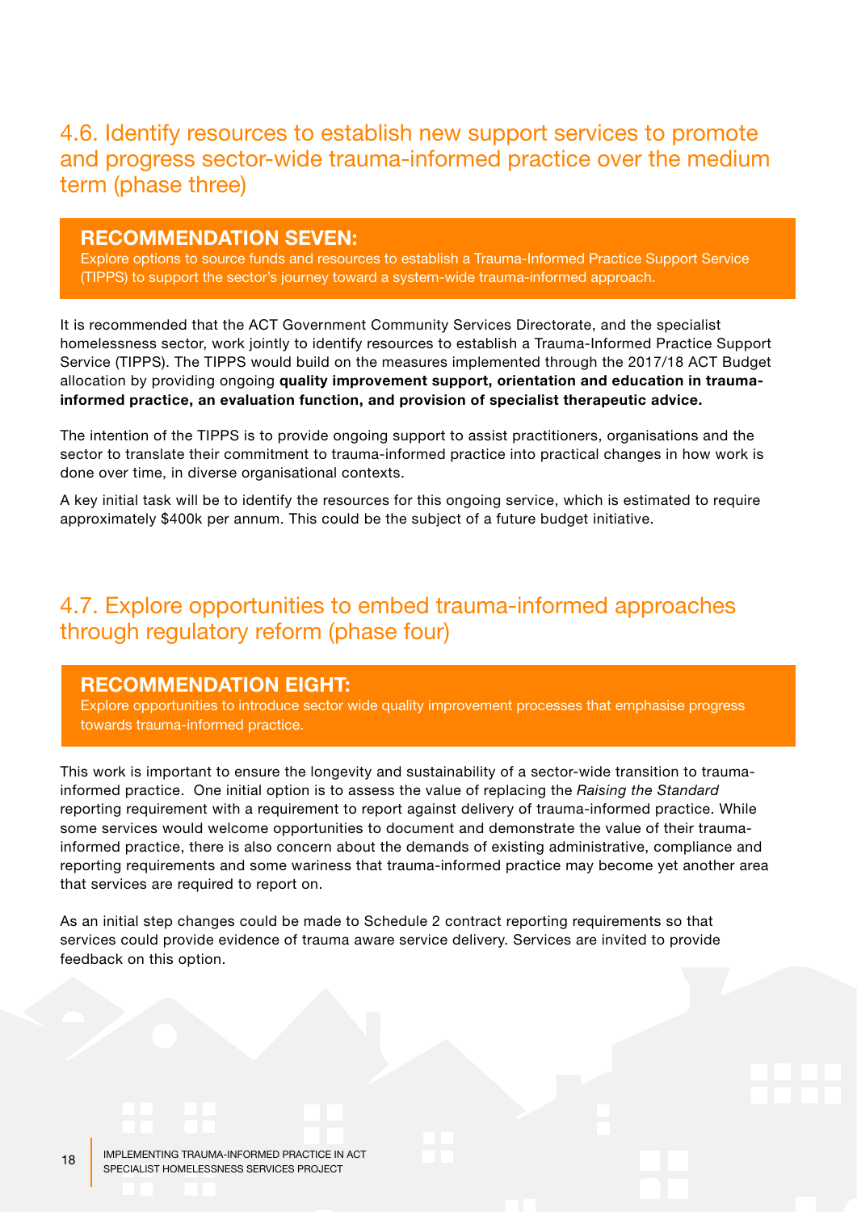## 4.6. Identify resources to establish new support services to promote and progress sector-wide trauma-informed practice over the medium term (phase three)

**RECOMMENDATION SEVEN:**

Explore options to source funds and resources to establish a Trauma-Informed Practice Support Service (TIPPS) to support the sector's journey toward a system-wide trauma-informed approach.

It is recommended that the ACT Government Community Services Directorate, and the specialist homelessness sector, work jointly to identify resources to establish a Trauma-Informed Practice Support Service (TIPPS). The TIPPS would build on the measures implemented through the 2017/18 ACT Budget allocation by providing ongoing **quality improvement support, orientation and education in trauma-informed practice, an evaluation function, and provision of specialist therapeutic advice.**

The intention of the TIPPS is to provide ongoing support to assist practitioners, organisations and the sector to translate their commitment to trauma-informed practice into practical changes in how work is done over time, in diverse organisational contexts.

A key initial task will be to identify the resources for this ongoing service, which is estimated to require approximately $400k per annum. This could be the subject of a future budget initiative.

## 4.7. Explore opportunities to embed trauma-informed approaches through regulatory reform (phase four)

**RECOMMENDATION EIGHT:**

Explore opportunities to introduce sector wide quality improvement processes that emphasise progress towards trauma-informed practice.

This work is important to ensure the longevity and sustainability of a sector-wide transition to trauma-informed practice. One initial option is to assess the value of replacing the *Raising the Standard* reporting requirement with a requirement to report against delivery of trauma-informed practice. While some services would welcome opportunities to document and demonstrate the value of their trauma-informed practice, there is also concern about the demands of existing administrative, compliance and reporting requirements and some wariness that trauma-informed practice may become yet another area that services are required to report on.

As an initial step changes could be made to Schedule 2 contract reporting requirements so that services could provide evidence of trauma aware service delivery. Services are invited to provide feedback on this option.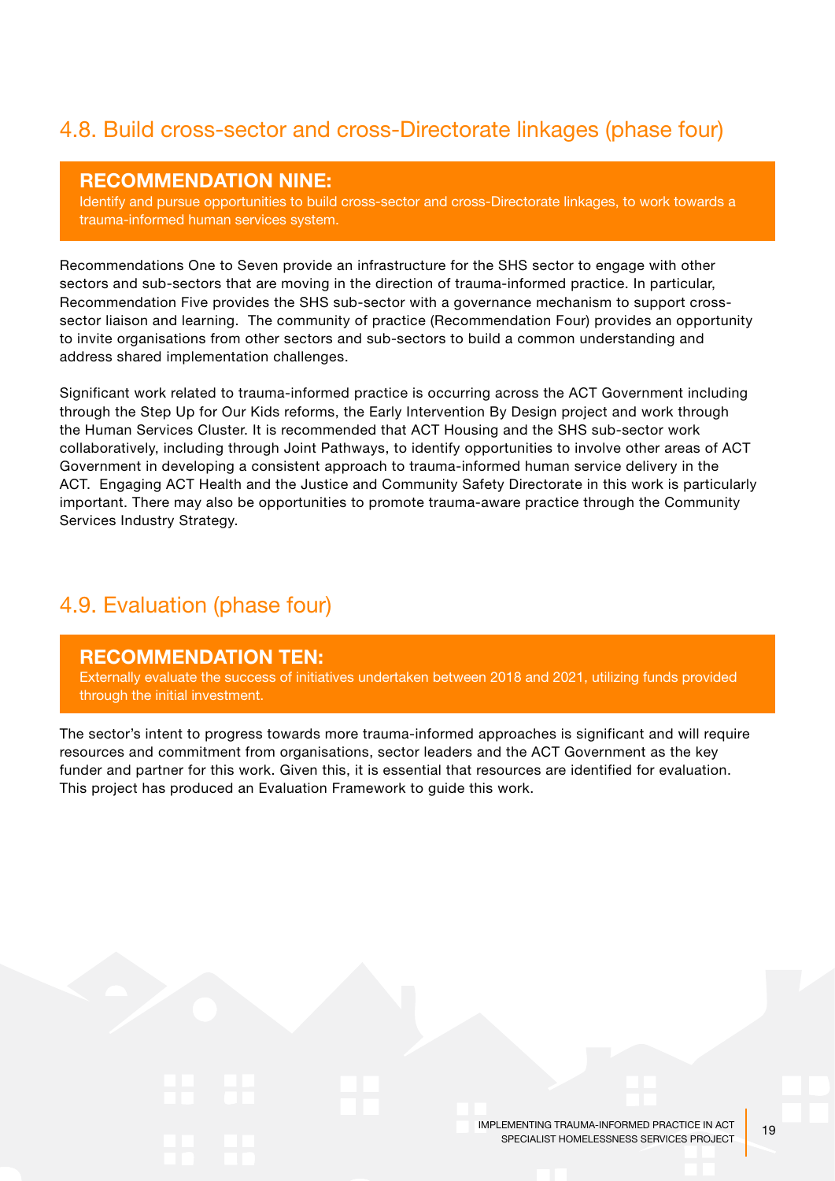## 4.8. Build cross-sector and cross-Directorate linkages (phase four)

> **RECOMMENDATION NINE:**
> Identify and pursue opportunities to build cross-sector and cross-Directorate linkages, to work towards a trauma-informed human services system.

Recommendations One to Seven provide an infrastructure for the SHS sector to engage with other sectors and sub-sectors that are moving in the direction of trauma-informed practice. In particular, Recommendation Five provides the SHS sub-sector with a governance mechanism to support cross-sector liaison and learning. The community of practice (Recommendation Four) provides an opportunity to invite organisations from other sectors and sub-sectors to build a common understanding and address shared implementation challenges.

Significant work related to trauma-informed practice is occurring across the ACT Government including through the Step Up for Our Kids reforms, the Early Intervention By Design project and work through the Human Services Cluster. It is recommended that ACT Housing and the SHS sub-sector work collaboratively, including through Joint Pathways, to identify opportunities to involve other areas of ACT Government in developing a consistent approach to trauma-informed human service delivery in the ACT. Engaging ACT Health and the Justice and Community Safety Directorate in this work is particularly important. There may also be opportunities to promote trauma-aware practice through the Community Services Industry Strategy.

## 4.9. Evaluation (phase four)

> **RECOMMENDATION TEN:**
> Externally evaluate the success of initiatives undertaken between 2018 and 2021, utilizing funds provided through the initial investment.

The sector's intent to progress towards more trauma-informed approaches is significant and will require resources and commitment from organisations, sector leaders and the ACT Government as the key funder and partner for this work. Given this, it is essential that resources are identified for evaluation. This project has produced an Evaluation Framework to guide this work.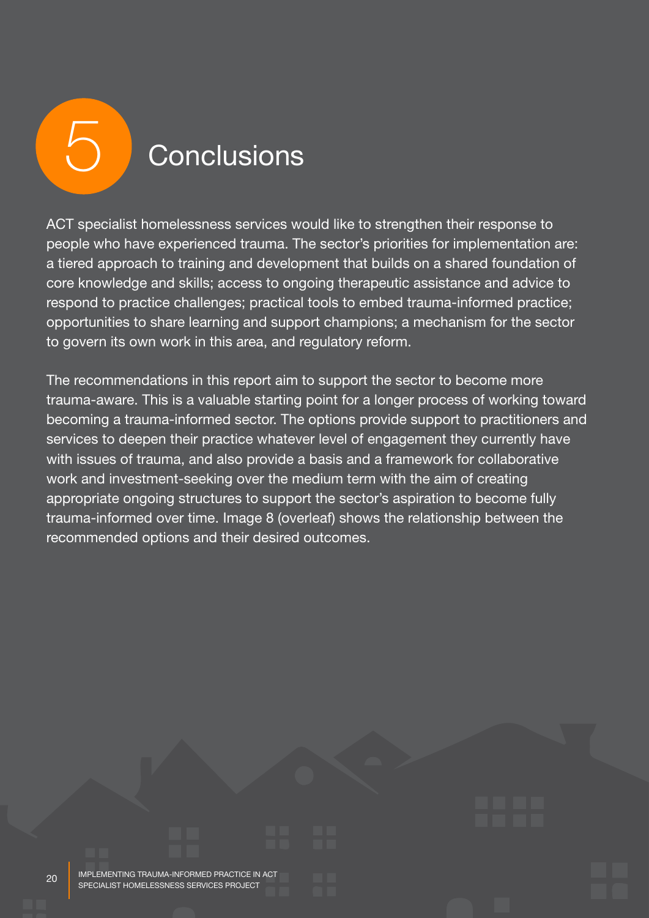# 5 Conclusions

ACT specialist homelessness services would like to strengthen their response to people who have experienced trauma. The sector's priorities for implementation are: a tiered approach to training and development that builds on a shared foundation of core knowledge and skills; access to ongoing therapeutic assistance and advice to respond to practice challenges; practical tools to embed trauma-informed practice; opportunities to share learning and support champions; a mechanism for the sector to govern its own work in this area, and regulatory reform.

The recommendations in this report aim to support the sector to become more trauma-aware. This is a valuable starting point for a longer process of working toward becoming a trauma-informed sector. The options provide support to practitioners and services to deepen their practice whatever level of engagement they currently have with issues of trauma, and also provide a basis and a framework for collaborative work and investment-seeking over the medium term with the aim of creating appropriate ongoing structures to support the sector's aspiration to become fully trauma-informed over time. Image 8 (overleaf) shows the relationship between the recommended options and their desired outcomes.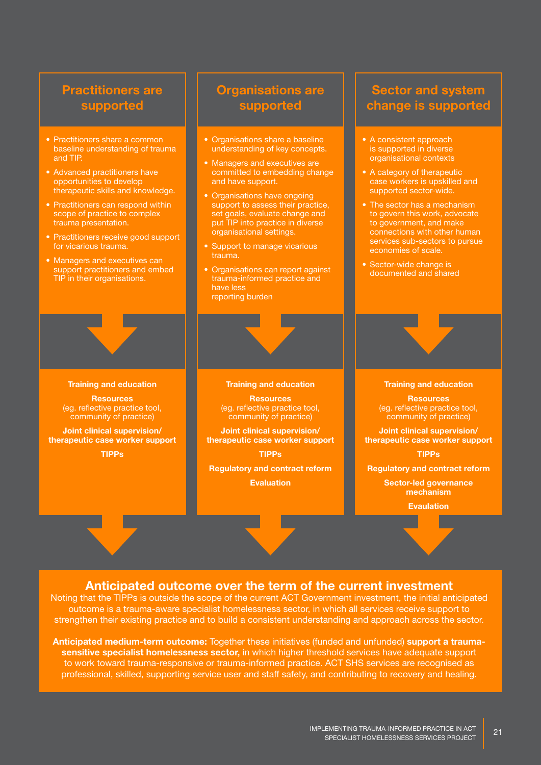## Practitioners are supported

- Practitioners share a common baseline understanding of trauma and TIP.
- Advanced practitioners have opportunities to develop therapeutic skills and knowledge.
- Practitioners can respond within scope of practice to complex trauma presentation.
- Practitioners receive good support for vicarious trauma.
- Managers and executives can support practitioners and embed TIP in their organisations.

**Training and education**

**Resources**
(eg. reflective practice tool, community of practice)

**Joint clinical supervision/ therapeutic case worker support**

**TIPPs**

## Organisations are supported

- Organisations share a baseline understanding of key concepts.
- Managers and executives are committed to embedding change and have support.
- Organisations have ongoing support to assess their practice, set goals, evaluate change and put TIP into practice in diverse organisational settings.
- Support to manage vicarious trauma.
- Organisations can report against trauma-informed practice and have less reporting burden

**Training and education**

**Resources**
(eg. reflective practice tool, community of practice)

**Joint clinical supervision/ therapeutic case worker support**

**TIPPs**

**Regulatory and contract reform**

**Evaluation**

## Sector and system change is supported

- A consistent approach is supported in diverse organisational contexts
- A category of therapeutic case workers is upskilled and supported sector-wide.
- The sector has a mechanism to govern this work, advocate to government, and make connections with other human services sub-sectors to pursue economies of scale.
- Sector-wide change is documented and shared

**Training and education**

**Resources**
(eg. reflective practice tool, community of practice)

**Joint clinical supervision/ therapeutic case worker support**

**TIPPs**

**Regulatory and contract reform**

**Sector-led governance mechanism**

**Evaluation**

## Anticipated outcome over the term of the current investment

Noting that the TIPPs is outside the scope of the current ACT Government investment, the initial anticipated outcome is a trauma-aware specialist homelessness sector, in which all services receive support to strengthen their existing practice and to build a consistent understanding and approach across the sector.

**Anticipated medium-term outcome:** Together these initiatives (funded and unfunded) **support a trauma-sensitive specialist homelessness sector,** in which higher threshold services have adequate support to work toward trauma-responsive or trauma-informed practice. ACT SHS services are recognised as professional, skilled, supporting service user and staff safety, and contributing to recovery and healing.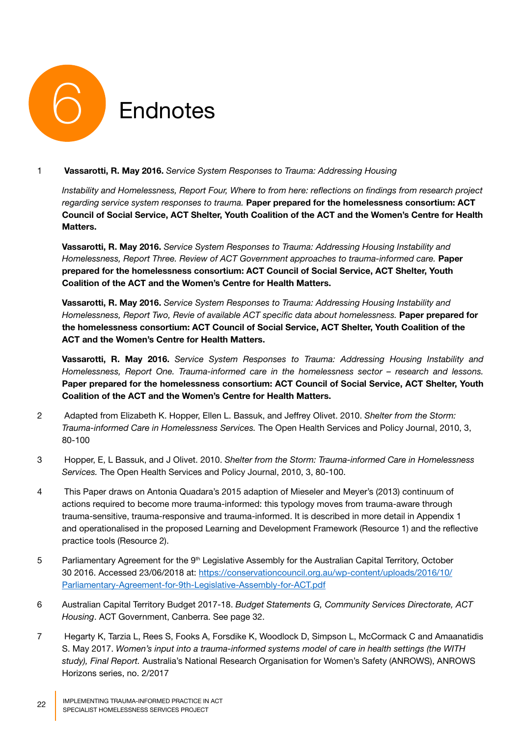# 6 Endnotes

1 **Vassarotti, R. May 2016.** *Service System Responses to Trauma: Addressing Housing Instability and Homelessness, Report Four, Where to from here: reflections on findings from research project regarding service system responses to trauma.* **Paper prepared for the homelessness consortium: ACT Council of Social Service, ACT Shelter, Youth Coalition of the ACT and the Women's Centre for Health Matters.**

**Vassarotti, R. May 2016.** *Service System Responses to Trauma: Addressing Housing Instability and Homelessness, Report Three. Review of ACT Government approaches to trauma-informed care.* **Paper prepared for the homelessness consortium: ACT Council of Social Service, ACT Shelter, Youth Coalition of the ACT and the Women's Centre for Health Matters.**

**Vassarotti, R. May 2016.** *Service System Responses to Trauma: Addressing Housing Instability and Homelessness, Report Two, Revie of available ACT specific data about homelessness.* **Paper prepared for the homelessness consortium: ACT Council of Social Service, ACT Shelter, Youth Coalition of the ACT and the Women's Centre for Health Matters.**

**Vassarotti, R. May 2016.** *Service System Responses to Trauma: Addressing Housing Instability and Homelessness, Report One. Trauma-informed care in the homelessness sector – research and lessons.* **Paper prepared for the homelessness consortium: ACT Council of Social Service, ACT Shelter, Youth Coalition of the ACT and the Women's Centre for Health Matters.**

2 Adapted from Elizabeth K. Hopper, Ellen L. Bassuk, and Jeffrey Olivet. 2010. *Shelter from the Storm: Trauma-informed Care in Homelessness Services.* The Open Health Services and Policy Journal, 2010, 3, 80-100

3 Hopper, E, L Bassuk, and J Olivet. 2010. *Shelter from the Storm: Trauma-informed Care in Homelessness Services.* The Open Health Services and Policy Journal, 2010, 3, 80-100.

4 This Paper draws on Antonia Quadara's 2015 adaption of Mieseler and Meyer's (2013) continuum of actions required to become more trauma-informed: this typology moves from trauma-aware through trauma-sensitive, trauma-responsive and trauma-informed. It is described in more detail in Appendix 1 and operationalised in the proposed Learning and Development Framework (Resource 1) and the reflective practice tools (Resource 2).

5 Parliamentary Agreement for the 9th Legislative Assembly for the Australian Capital Territory, October 30 2016. Accessed 23/06/2018 at: [https://conservationcouncil.org.au/wp-content/uploads/2016/10/Parliamentary-Agreement-for-9th-Legislative-Assembly-for-ACT.pdf](https://conservationcouncil.org.au/wp-content/uploads/2016/10/Parliamentary-Agreement-for-9th-Legislative-Assembly-for-ACT.pdf)

6 Australian Capital Territory Budget 2017-18. *Budget Statements G, Community Services Directorate, ACT Housing*. ACT Government, Canberra. See page 32.

7 Hegarty K, Tarzia L, Rees S, Fooks A, Forsdike K, Woodlock D, Simpson L, McCormack C and Amaanatidis S. May 2017. *Women's input into a trauma-informed systems model of care in health settings (the WITH study), Final Report.* Australia's National Research Organisation for Women's Safety (ANROWS), ANROWS Horizons series, no. 2/2017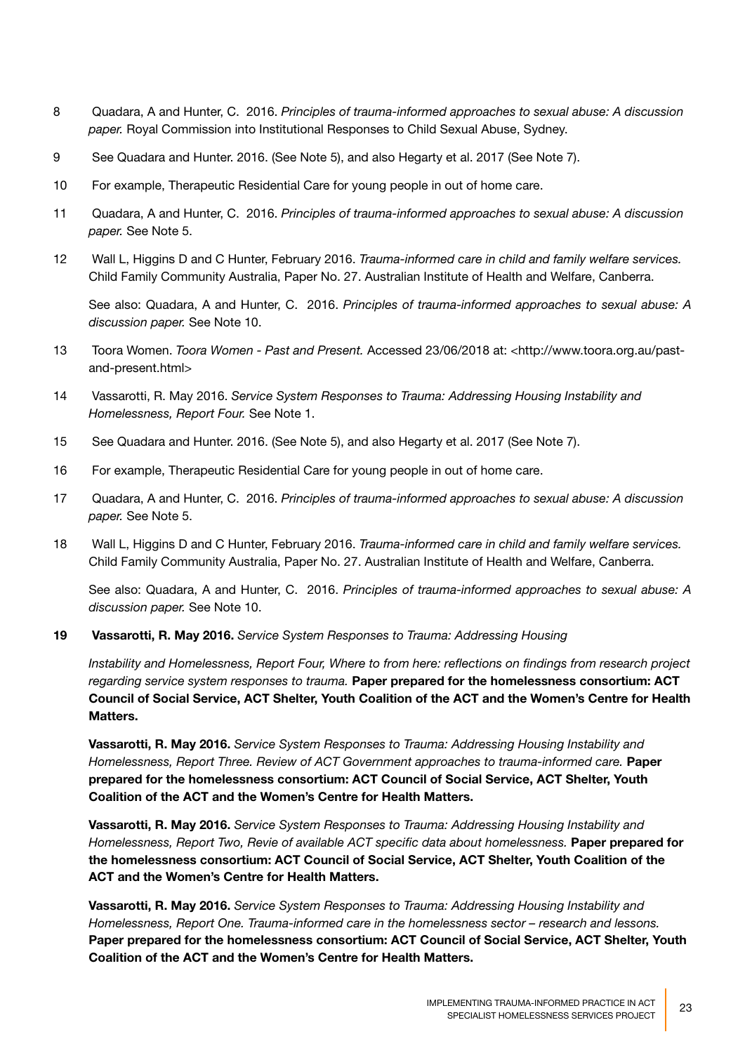8 Quadara, A and Hunter, C. 2016. *Principles of trauma-informed approaches to sexual abuse: A discussion paper.* Royal Commission into Institutional Responses to Child Sexual Abuse, Sydney.

9 See Quadara and Hunter. 2016. (See Note 5), and also Hegarty et al. 2017 (See Note 7).

10 For example, Therapeutic Residential Care for young people in out of home care.

11 Quadara, A and Hunter, C. 2016. *Principles of trauma-informed approaches to sexual abuse: A discussion paper.* See Note 5.

12 Wall L, Higgins D and C Hunter, February 2016. *Trauma-informed care in child and family welfare services.* Child Family Community Australia, Paper No. 27. Australian Institute of Health and Welfare, Canberra.

See also: Quadara, A and Hunter, C. 2016. *Principles of trauma-informed approaches to sexual abuse: A discussion paper.* See Note 10.

13 Toora Women. *Toora Women - Past and Present.* Accessed 23/06/2018 at: <http://www.toora.org.au/past-and-present.html>

14 Vassarotti, R. May 2016. *Service System Responses to Trauma: Addressing Housing Instability and Homelessness, Report Four.* See Note 1.

15 See Quadara and Hunter. 2016. (See Note 5), and also Hegarty et al. 2017 (See Note 7).

16 For example, Therapeutic Residential Care for young people in out of home care.

17 Quadara, A and Hunter, C. 2016. *Principles of trauma-informed approaches to sexual abuse: A discussion paper.* See Note 5.

18 Wall L, Higgins D and C Hunter, February 2016. *Trauma-informed care in child and family welfare services.* Child Family Community Australia, Paper No. 27. Australian Institute of Health and Welfare, Canberra.

See also: Quadara, A and Hunter, C. 2016. *Principles of trauma-informed approaches to sexual abuse: A discussion paper.* See Note 10.

**19** **Vassarotti, R. May 2016.** *Service System Responses to Trauma: Addressing Housing Instability and Homelessness, Report Four, Where to from here: reflections on findings from research project regarding service system responses to trauma.* **Paper prepared for the homelessness consortium: ACT Council of Social Service, ACT Shelter, Youth Coalition of the ACT and the Women's Centre for Health Matters.**

**Vassarotti, R. May 2016.** *Service System Responses to Trauma: Addressing Housing Instability and Homelessness, Report Three. Review of ACT Government approaches to trauma-informed care.* **Paper prepared for the homelessness consortium: ACT Council of Social Service, ACT Shelter, Youth Coalition of the ACT and the Women's Centre for Health Matters.**

**Vassarotti, R. May 2016.** *Service System Responses to Trauma: Addressing Housing Instability and Homelessness, Report Two, Revie of available ACT specific data about homelessness.* **Paper prepared for the homelessness consortium: ACT Council of Social Service, ACT Shelter, Youth Coalition of the ACT and the Women's Centre for Health Matters.**

**Vassarotti, R. May 2016.** *Service System Responses to Trauma: Addressing Housing Instability and Homelessness, Report One. Trauma-informed care in the homelessness sector – research and lessons.* **Paper prepared for the homelessness consortium: ACT Council of Social Service, ACT Shelter, Youth Coalition of the ACT and the Women's Centre for Health Matters.**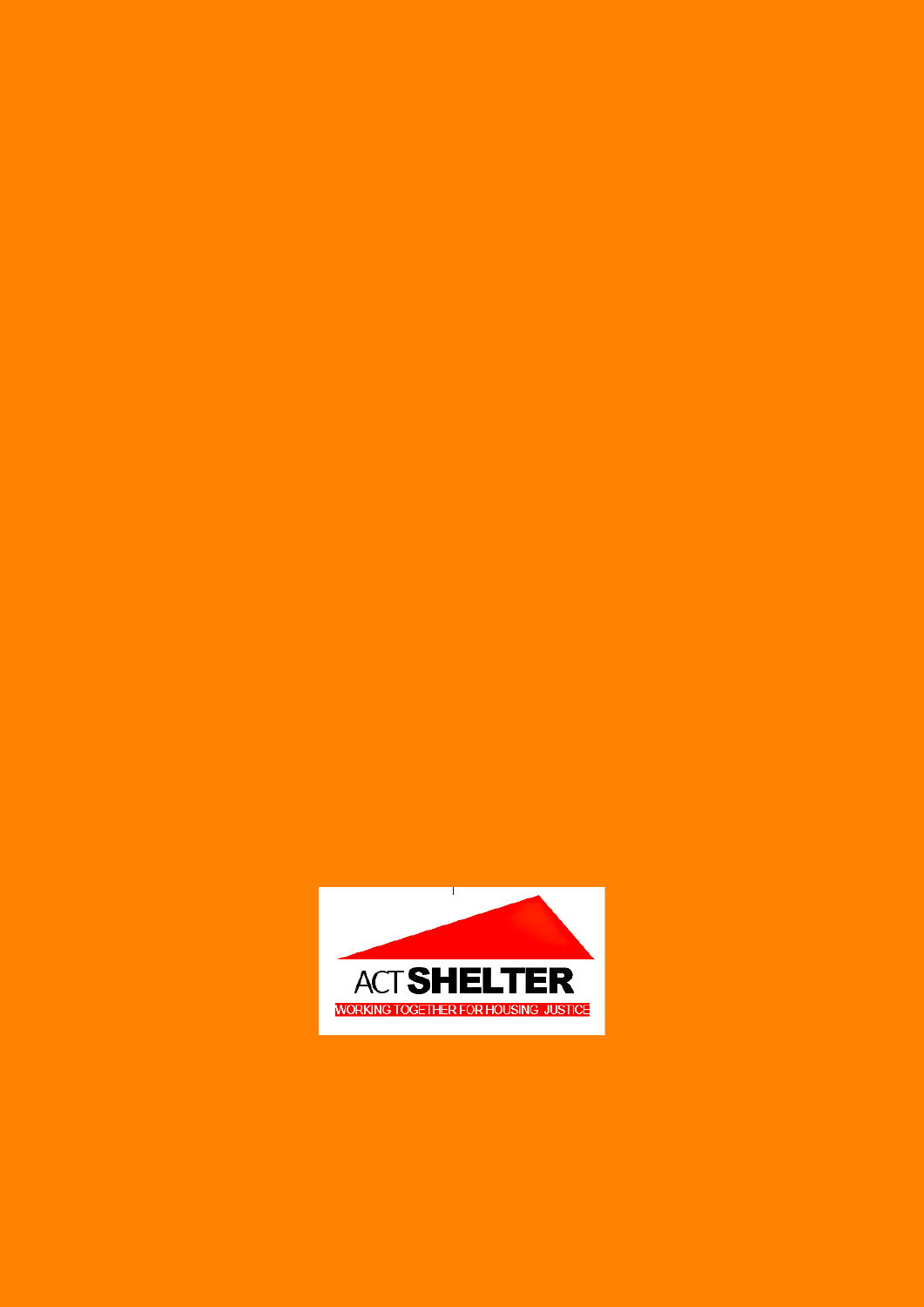ACT SHELTER

WORKING TOGETHER FOR HOUSING JUSTICE